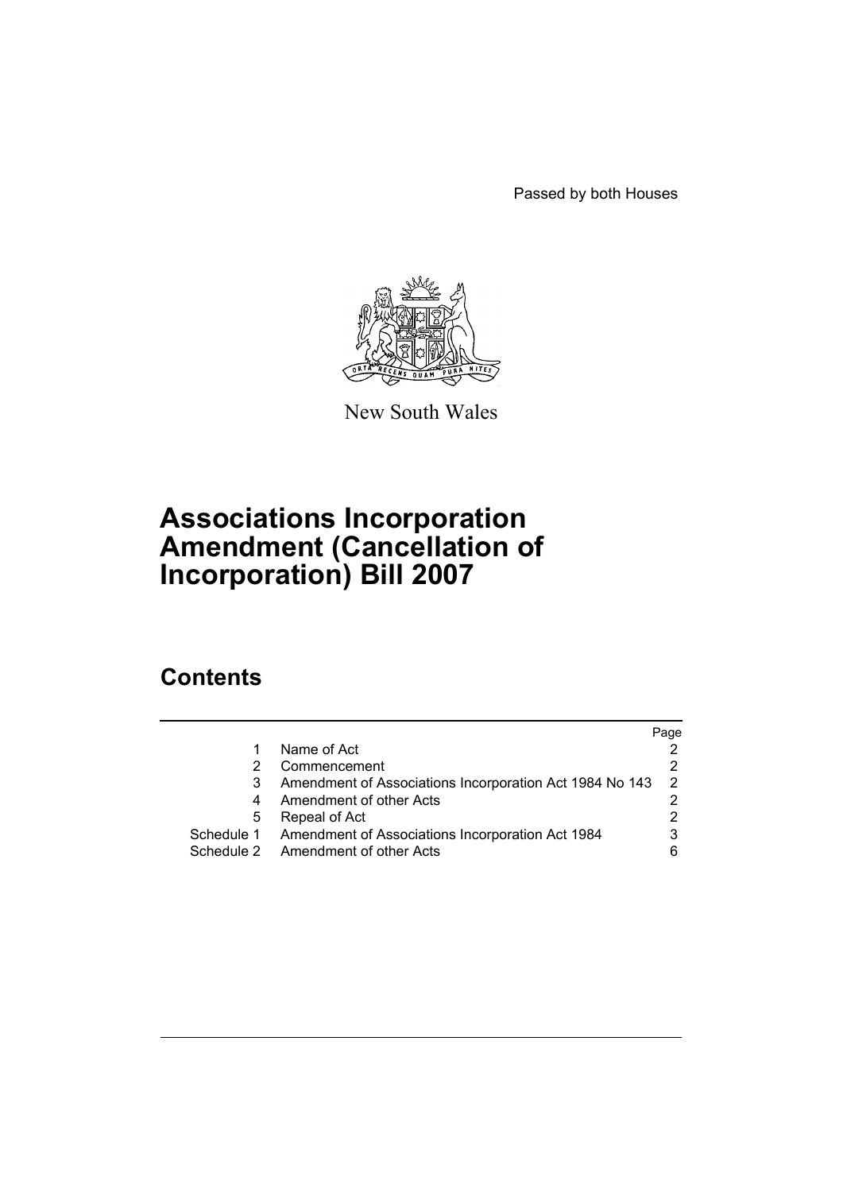Passed by both Houses

New South Wales

# Associations Incorporation Amendment (Cancellation of Incorporation) Bill 2007

## Contents

| | | Page |
|---|---|---|
| 1 | Name of Act | 2 |
| 2 | Commencement | 2 |
| 3 | Amendment of Associations Incorporation Act 1984 No 143 | 2 |
| 4 | Amendment of other Acts | 2 |
| 5 | Repeal of Act | 2 |
| Schedule 1 | Amendment of Associations Incorporation Act 1984 | 3 |
| Schedule 2 | Amendment of other Acts | 6 |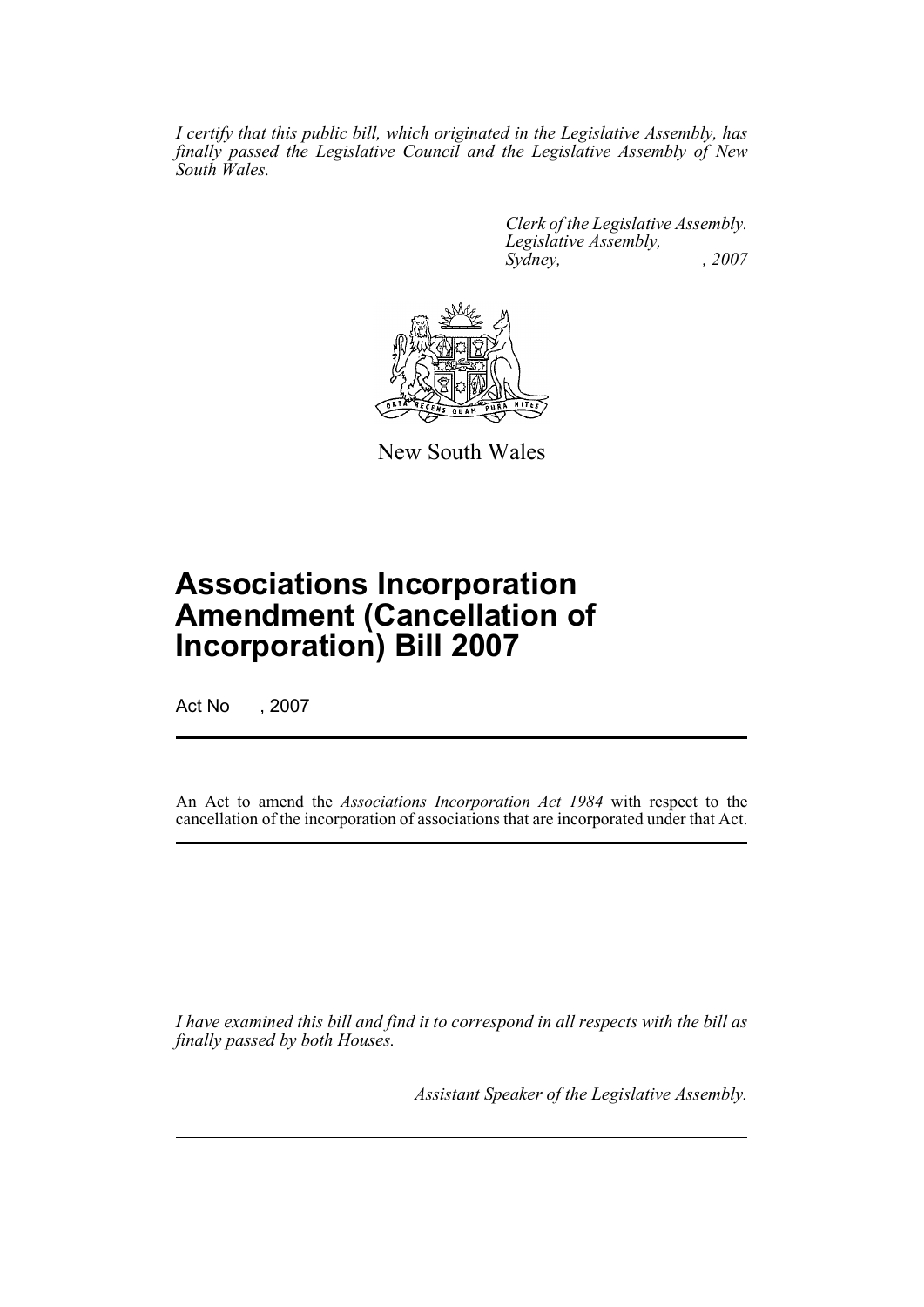*I certify that this public bill, which originated in the Legislative Assembly, has finally passed the Legislative Council and the Legislative Assembly of New South Wales.*

*Clerk of the Legislative Assembly.*
*Legislative Assembly,*
*Sydney, , 2007*

New South Wales

# Associations Incorporation Amendment (Cancellation of Incorporation) Bill 2007

Act No , 2007

An Act to amend the *Associations Incorporation Act 1984* with respect to the cancellation of the incorporation of associations that are incorporated under that Act.

*I have examined this bill and find it to correspond in all respects with the bill as finally passed by both Houses.*

*Assistant Speaker of the Legislative Assembly.*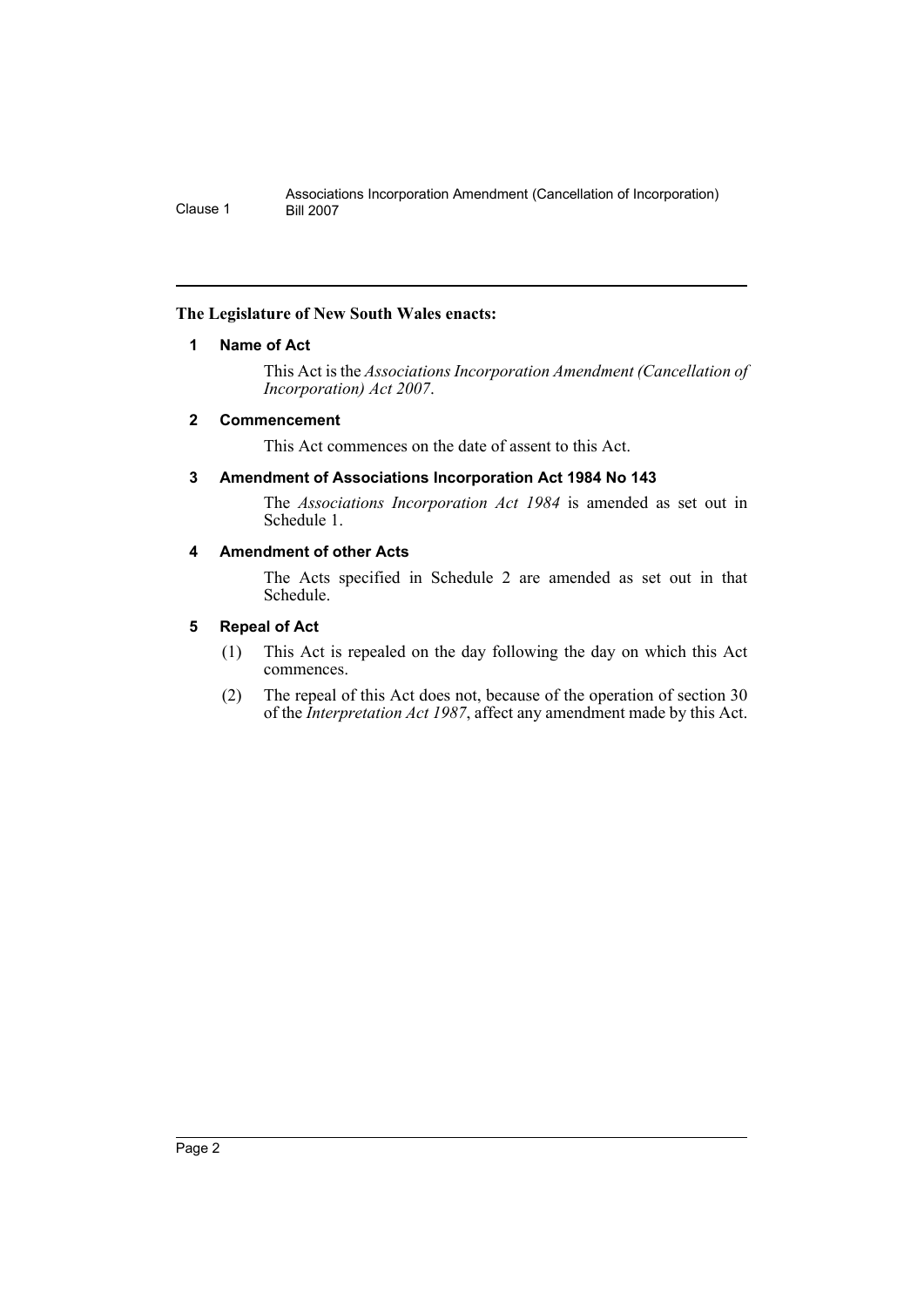**The Legislature of New South Wales enacts:**

**1 Name of Act**

This Act is the *Associations Incorporation Amendment (Cancellation of Incorporation) Act 2007*.

**2 Commencement**

This Act commences on the date of assent to this Act.

**3 Amendment of Associations Incorporation Act 1984 No 143**

The *Associations Incorporation Act 1984* is amended as set out in Schedule 1.

**4 Amendment of other Acts**

The Acts specified in Schedule 2 are amended as set out in that Schedule.

**5 Repeal of Act**

(1) This Act is repealed on the day following the day on which this Act commences.

(2) The repeal of this Act does not, because of the operation of section 30 of the *Interpretation Act 1987*, affect any amendment made by this Act.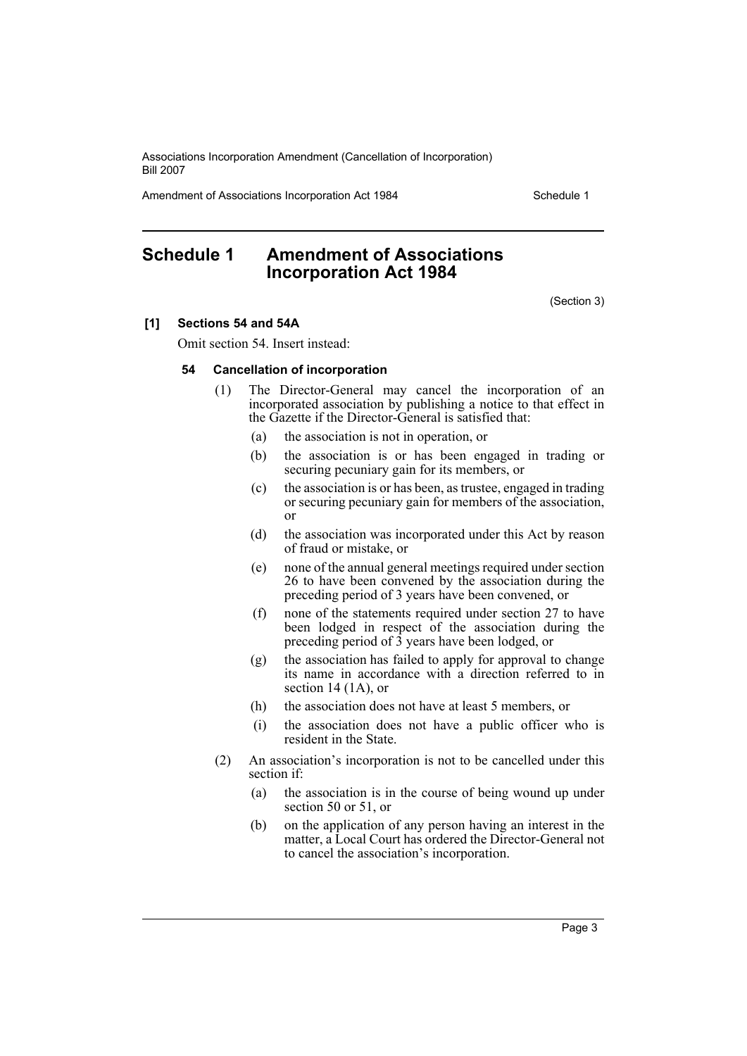## Schedule 1 Amendment of Associations Incorporation Act 1984

(Section 3)

**[1] Sections 54 and 54A**

Omit section 54. Insert instead:

**54 Cancellation of incorporation**

(1) The Director-General may cancel the incorporation of an incorporated association by publishing a notice to that effect in the Gazette if the Director-General is satisfied that:

(a) the association is not in operation, or

(b) the association is or has been engaged in trading or securing pecuniary gain for its members, or

(c) the association is or has been, as trustee, engaged in trading or securing pecuniary gain for members of the association, or

(d) the association was incorporated under this Act by reason of fraud or mistake, or

(e) none of the annual general meetings required under section 26 to have been convened by the association during the preceding period of 3 years have been convened, or

(f) none of the statements required under section 27 to have been lodged in respect of the association during the preceding period of 3 years have been lodged, or

(g) the association has failed to apply for approval to change its name in accordance with a direction referred to in section 14 (1A), or

(h) the association does not have at least 5 members, or

(i) the association does not have a public officer who is resident in the State.

(2) An association's incorporation is not to be cancelled under this section if:

(a) the association is in the course of being wound up under section 50 or 51, or

(b) on the application of any person having an interest in the matter, a Local Court has ordered the Director-General not to cancel the association's incorporation.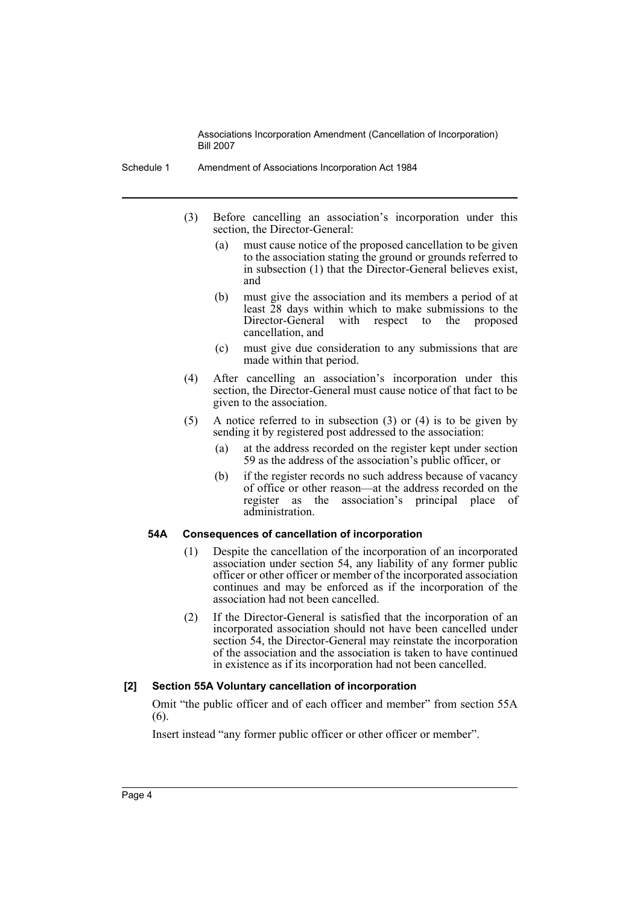(3) Before cancelling an association's incorporation under this section, the Director-General:

(a) must cause notice of the proposed cancellation to be given to the association stating the ground or grounds referred to in subsection (1) that the Director-General believes exist, and

(b) must give the association and its members a period of at least 28 days within which to make submissions to the Director-General with respect to the proposed cancellation, and

(c) must give due consideration to any submissions that are made within that period.

(4) After cancelling an association's incorporation under this section, the Director-General must cause notice of that fact to be given to the association.

(5) A notice referred to in subsection (3) or (4) is to be given by sending it by registered post addressed to the association:

(a) at the address recorded on the register kept under section 59 as the address of the association's public officer, or

(b) if the register records no such address because of vacancy of office or other reason—at the address recorded on the register as the association's principal place of administration.

#### 54A Consequences of cancellation of incorporation

(1) Despite the cancellation of the incorporation of an incorporated association under section 54, any liability of any former public officer or other officer or member of the incorporated association continues and may be enforced as if the incorporation of the association had not been cancelled.

(2) If the Director-General is satisfied that the incorporation of an incorporated association should not have been cancelled under section 54, the Director-General may reinstate the incorporation of the association and the association is taken to have continued in existence as if its incorporation had not been cancelled.

### [2] Section 55A Voluntary cancellation of incorporation

Omit "the public officer and of each officer and member" from section 55A (6).

Insert instead "any former public officer or other officer or member".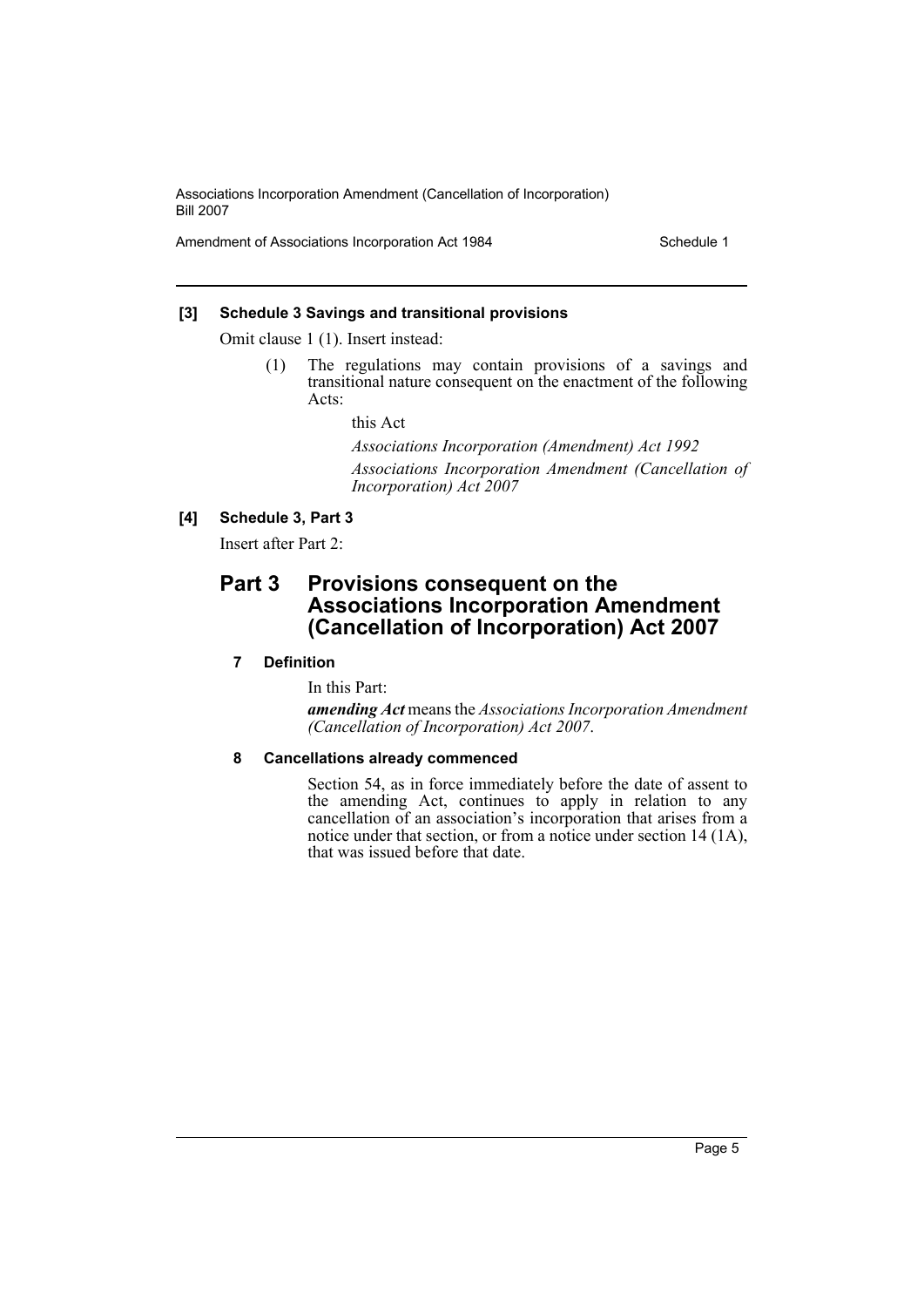**[3] Schedule 3 Savings and transitional provisions**

Omit clause 1 (1). Insert instead:

(1) The regulations may contain provisions of a savings and transitional nature consequent on the enactment of the following Acts:

this Act

*Associations Incorporation (Amendment) Act 1992*

*Associations Incorporation Amendment (Cancellation of Incorporation) Act 2007*

**[4] Schedule 3, Part 3**

Insert after Part 2:

## Part 3 Provisions consequent on the Associations Incorporation Amendment (Cancellation of Incorporation) Act 2007

### 7 Definition

In this Part:

***amending Act*** means the *Associations Incorporation Amendment (Cancellation of Incorporation) Act 2007*.

### 8 Cancellations already commenced

Section 54, as in force immediately before the date of assent to the amending Act, continues to apply in relation to any cancellation of an association's incorporation that arises from a notice under that section, or from a notice under section 14 (1A), that was issued before that date.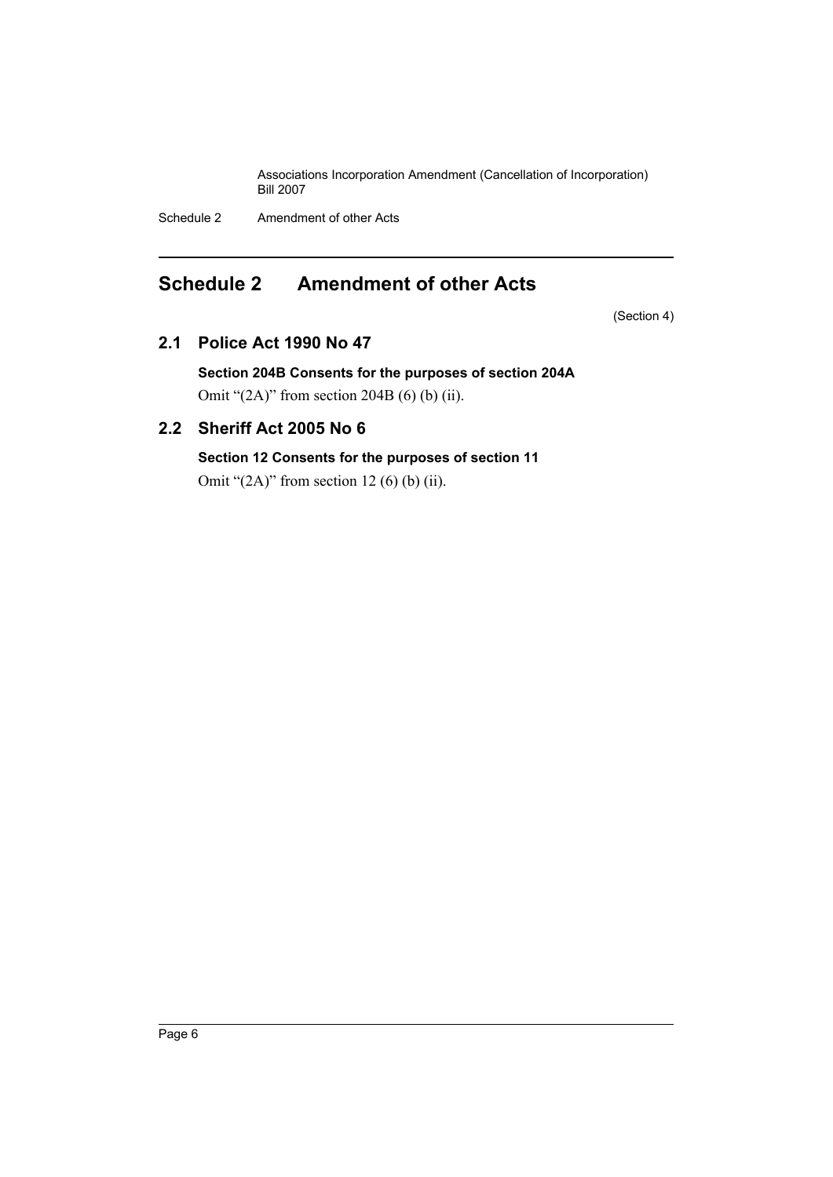# Schedule 2 Amendment of other Acts

(Section 4)

## 2.1 Police Act 1990 No 47

**Section 204B Consents for the purposes of section 204A**

Omit "(2A)" from section 204B (6) (b) (ii).

## 2.2 Sheriff Act 2005 No 6

**Section 12 Consents for the purposes of section 11**

Omit "(2A)" from section 12 (6) (b) (ii).